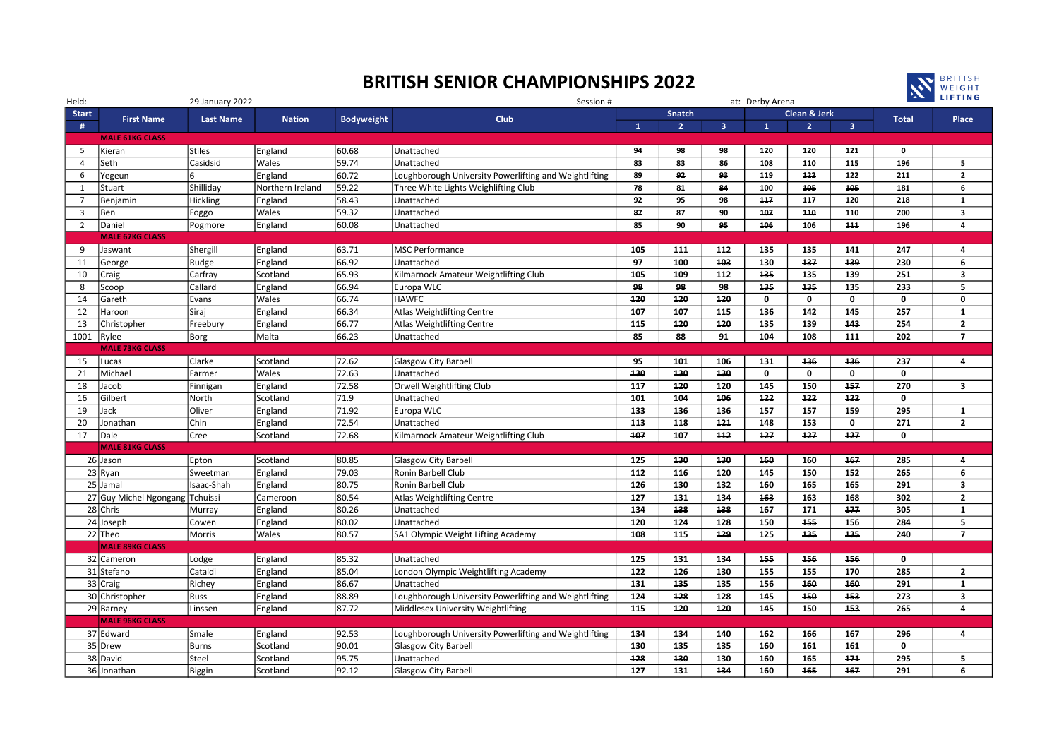# BRITISH SENIOR CHAMPIONSHIPS 2022

Held: 29 January 2022 Session # at: Derby Arena

| Start # | First Name | Last Name | Nation | Bodyweight | Club | Snatch | | | Clean & Jerk | | | Total | Place |
|---|---|---|---|---|---|---|---|---|---|---|---|---|---|
| | | | | | | 1 | 2 | 3 | 1 | 2 | 3 | | |
| | **MALE 61KG CLASS** | | | | | | | | | | | | |
| 5 | Kieran | Stiles | England | 60.68 | Unattached | 94 | ~~98~~ | 98 | ~~120~~ | ~~120~~ | ~~121~~ | 0 | |
| 4 | Seth | Casidsid | Wales | 59.74 | Unattached | ~~83~~ | 83 | 86 | ~~108~~ | 110 | ~~115~~ | 196 | 5 |
| 6 | Yegeun | 6 | England | 60.72 | Loughborough University Powerlifting and Weightlifting | 89 | ~~92~~ | ~~93~~ | 119 | ~~122~~ | 122 | 211 | 2 |
| 1 | Stuart | Shilliday | Northern Ireland | 59.22 | Three White Lights Weighlifting Club | 78 | 81 | ~~84~~ | 100 | ~~105~~ | ~~105~~ | 181 | 6 |
| 7 | Benjamin | Hickling | England | 58.43 | Unattached | 92 | 95 | 98 | ~~117~~ | 117 | 120 | 218 | 1 |
| 3 | Ben | Foggo | Wales | 59.32 | Unattached | ~~87~~ | 87 | 90 | ~~107~~ | ~~110~~ | 110 | 200 | 3 |
| 2 | Daniel | Pogmore | England | 60.08 | Unattached | 85 | 90 | ~~95~~ | ~~106~~ | 106 | ~~111~~ | 196 | 4 |
| | **MALE 67KG CLASS** | | | | | | | | | | | | |
| 9 | Jaswant | Shergill | England | 63.71 | MSC Performance | 105 | ~~111~~ | 112 | ~~135~~ | 135 | ~~141~~ | 247 | 4 |
| 11 | George | Rudge | England | 66.92 | Unattached | 97 | 100 | ~~103~~ | 130 | ~~137~~ | ~~139~~ | 230 | 6 |
| 10 | Craig | Carfray | Scotland | 65.93 | Kilmarnock Amateur Weightlifting Club | 105 | 109 | 112 | ~~135~~ | 135 | 139 | 251 | 3 |
| 8 | Scoop | Callard | England | 66.94 | Europa WLC | ~~98~~ | ~~98~~ | 98 | ~~135~~ | ~~135~~ | 135 | 233 | 5 |
| 14 | Gareth | Evans | Wales | 66.74 | HAWFC | ~~120~~ | ~~120~~ | ~~120~~ | 0 | 0 | 0 | 0 | 0 |
| 12 | Haroon | Siraj | England | 66.34 | Atlas Weightlifting Centre | ~~107~~ | 107 | 115 | 136 | 142 | ~~145~~ | 257 | 1 |
| 13 | Christopher | Freebury | England | 66.77 | Atlas Weightlifting Centre | 115 | ~~120~~ | ~~120~~ | 135 | 139 | ~~143~~ | 254 | 2 |
| 1001 | Rylee | Borg | Malta | 66.23 | Unattached | 85 | 88 | 91 | 104 | 108 | 111 | 202 | 7 |
| | **MALE 73KG CLASS** | | | | | | | | | | | | |
| 15 | Lucas | Clarke | Scotland | 72.62 | Glasgow City Barbell | 95 | 101 | 106 | 131 | ~~136~~ | ~~136~~ | 237 | 4 |
| 21 | Michael | Farmer | Wales | 72.63 | Unattached | ~~130~~ | ~~130~~ | ~~130~~ | 0 | 0 | 0 | 0 | |
| 18 | Jacob | Finnigan | England | 72.58 | Orwell Weightlifting Club | 117 | ~~120~~ | 120 | 145 | 150 | ~~157~~ | 270 | 3 |
| 16 | Gilbert | North | Scotland | 71.9 | Unattached | 101 | 104 | ~~106~~ | ~~122~~ | ~~122~~ | ~~122~~ | 0 | |
| 19 | Jack | Oliver | England | 71.92 | Europa WLC | 133 | ~~136~~ | 136 | 157 | ~~157~~ | 159 | 295 | 1 |
| 20 | Jonathan | Chin | England | 72.54 | Unattached | 113 | 118 | ~~121~~ | 148 | 153 | 0 | 271 | 2 |
| 17 | Dale | Cree | Scotland | 72.68 | Kilmarnock Amateur Weightlifting Club | ~~107~~ | 107 | ~~112~~ | ~~127~~ | ~~127~~ | ~~127~~ | 0 | |
| | **MALE 81KG CLASS** | | | | | | | | | | | | |
| 26 | Jason | Epton | Scotland | 80.85 | Glasgow City Barbell | 125 | ~~130~~ | ~~130~~ | ~~160~~ | 160 | ~~167~~ | 285 | 4 |
| 23 | Ryan | Sweetman | England | 79.03 | Ronin Barbell Club | 112 | 116 | 120 | 145 | ~~150~~ | ~~152~~ | 265 | 6 |
| 25 | Jamal | Isaac-Shah | England | 80.75 | Ronin Barbell Club | 126 | ~~130~~ | ~~132~~ | 160 | ~~165~~ | 165 | 291 | 3 |
| 27 | Guy Michel Ngongang | Tchuissi | Cameroon | 80.54 | Atlas Weightlifting Centre | 127 | 131 | 134 | ~~163~~ | 163 | 168 | 302 | 2 |
| 28 | Chris | Murray | England | 80.26 | Unattached | 134 | ~~138~~ | ~~138~~ | 167 | 171 | ~~177~~ | 305 | 1 |
| 24 | Joseph | Cowen | England | 80.02 | Unattached | 120 | 124 | 128 | 150 | ~~155~~ | 156 | 284 | 5 |
| 22 | Theo | Morris | Wales | 80.57 | SA1 Olympic Weight Lifting Academy | 108 | 115 | ~~129~~ | 125 | ~~135~~ | ~~135~~ | 240 | 7 |
| | **MALE 89KG CLASS** | | | | | | | | | | | | |
| 32 | Cameron | Lodge | England | 85.32 | Unattached | 125 | 131 | 134 | ~~155~~ | ~~156~~ | ~~156~~ | 0 | |
| 31 | Stefano | Cataldi | England | 85.04 | London Olympic Weightlifting Academy | 122 | 126 | 130 | ~~155~~ | 155 | ~~170~~ | 285 | 2 |
| 33 | Craig | Richey | England | 86.67 | Unattached | 131 | ~~135~~ | 135 | 156 | ~~160~~ | ~~160~~ | 291 | 1 |
| 30 | Christopher | Russ | England | 88.89 | Loughborough University Powerlifting and Weightlifting | 124 | ~~128~~ | 128 | 145 | ~~150~~ | ~~153~~ | 273 | 3 |
| 29 | Barney | Linssen | England | 87.72 | Middlesex University Weightlifting | 115 | ~~120~~ | ~~120~~ | 145 | 150 | ~~153~~ | 265 | 4 |
| | **MALE 96KG CLASS** | | | | | | | | | | | | |
| 37 | Edward | Smale | England | 92.53 | Loughborough University Powerlifting and Weightlifting | ~~134~~ | 134 | ~~140~~ | 162 | ~~166~~ | ~~167~~ | 296 | 4 |
| 35 | Drew | Burns | Scotland | 90.01 | Glasgow City Barbell | 130 | ~~135~~ | ~~135~~ | ~~160~~ | ~~161~~ | ~~161~~ | 0 | |
| 38 | David | Steel | Scotland | 95.75 | Unattached | ~~128~~ | ~~130~~ | 130 | 160 | 165 | ~~171~~ | 295 | 5 |
| 36 | Jonathan | Biggin | Scotland | 92.12 | Glasgow City Barbell | 127 | 131 | ~~134~~ | 160 | ~~165~~ | ~~167~~ | 291 | 6 |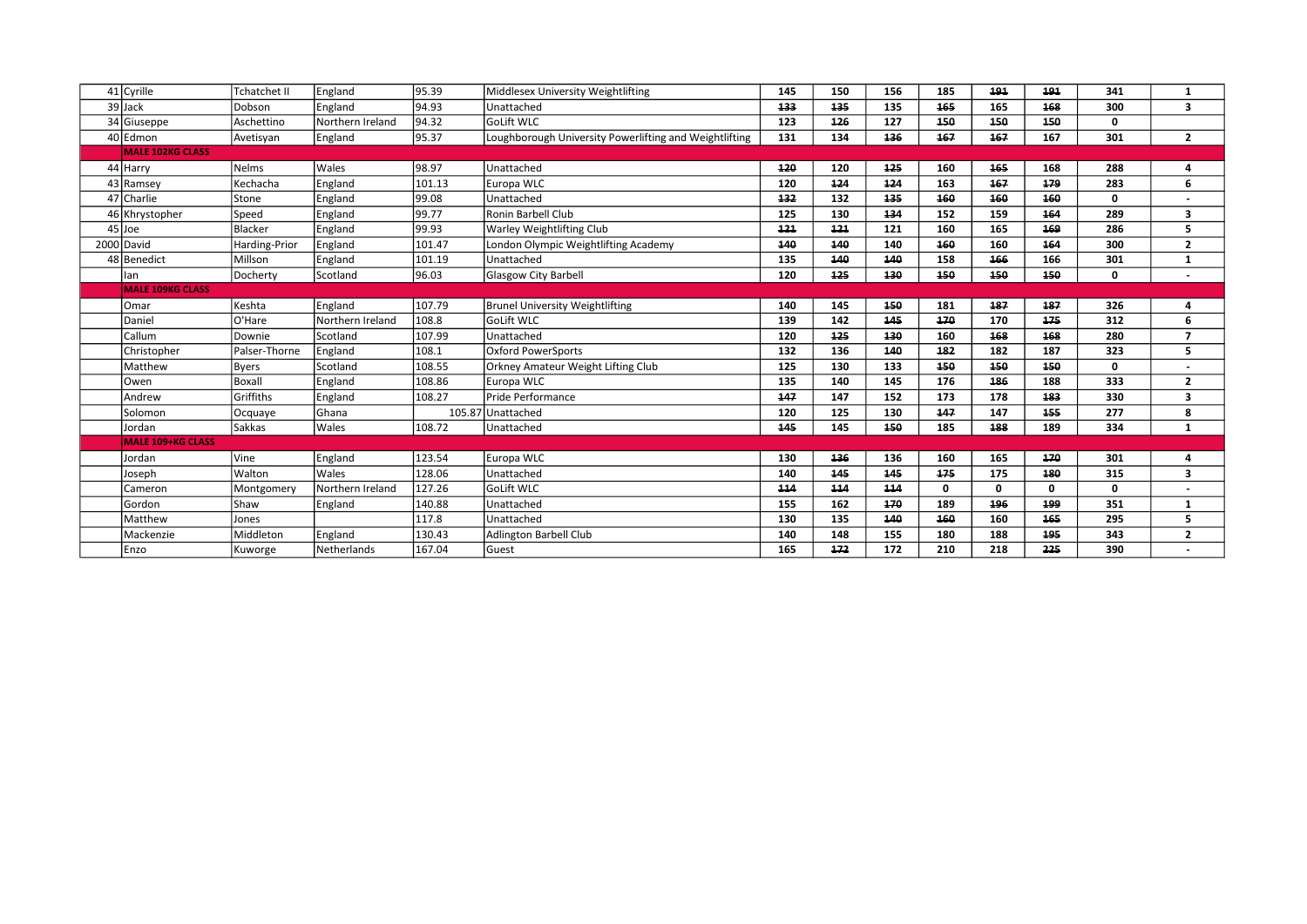| | | | | | | | | | | | | | |
|---|---|---|---|---|---|---|---|---|---|---|---|---|---|
| 41 | Cyrille | Tchatchet II | England | 95.39 | Middlesex University Weightlifting | 145 | 150 | 156 | 185 | ~~191~~ | ~~191~~ | 341 | 1 |
| 39 | Jack | Dobson | England | 94.93 | Unattached | ~~133~~ | ~~135~~ | 135 | ~~165~~ | 165 | ~~168~~ | 300 | 3 |
| 34 | Giuseppe | Aschettino | Northern Ireland | 94.32 | GoLift WLC | 123 | ~~126~~ | 127 | ~~150~~ | ~~150~~ | ~~150~~ | 0 | |
| 40 | Edmon | Avetisyan | England | 95.37 | Loughborough University Powerlifting and Weightlifting | 131 | 134 | ~~136~~ | ~~167~~ | ~~167~~ | 167 | 301 | 2 |
| | **MALE 102KG CLASS** | | | | | | | | | | | | |
| 44 | Harry | Nelms | Wales | 98.97 | Unattached | ~~120~~ | 120 | ~~125~~ | 160 | ~~165~~ | 168 | 288 | 4 |
| 43 | Ramsey | Kechacha | England | 101.13 | Europa WLC | 120 | ~~124~~ | ~~124~~ | 163 | ~~167~~ | ~~179~~ | 283 | 6 |
| 47 | Charlie | Stone | England | 99.08 | Unattached | ~~132~~ | 132 | ~~135~~ | ~~160~~ | ~~160~~ | ~~160~~ | 0 | - |
| 46 | Khrystopher | Speed | England | 99.77 | Ronin Barbell Club | 125 | 130 | ~~134~~ | 152 | 159 | ~~164~~ | 289 | 3 |
| 45 | Joe | Blacker | England | 99.93 | Warley Weightlifting Club | ~~121~~ | ~~121~~ | 121 | 160 | 165 | ~~169~~ | 286 | 5 |
| 2000 | David | Harding-Prior | England | 101.47 | London Olympic Weightlifting Academy | ~~140~~ | ~~140~~ | 140 | ~~160~~ | 160 | ~~164~~ | 300 | 2 |
| 48 | Benedict | Millson | England | 101.19 | Unattached | 135 | ~~140~~ | ~~140~~ | 158 | ~~166~~ | 166 | 301 | 1 |
| | Ian | Docherty | Scotland | 96.03 | Glasgow City Barbell | 120 | ~~125~~ | ~~130~~ | ~~150~~ | ~~150~~ | ~~150~~ | 0 | - |
| | **MALE 109KG CLASS** | | | | | | | | | | | | |
| | Omar | Keshta | England | 107.79 | Brunel University Weightlifting | 140 | 145 | ~~150~~ | 181 | ~~187~~ | ~~187~~ | 326 | 4 |
| | Daniel | O'Hare | Northern Ireland | 108.8 | GoLift WLC | 139 | 142 | ~~145~~ | ~~170~~ | 170 | ~~175~~ | 312 | 6 |
| | Callum | Downie | Scotland | 107.99 | Unattached | 120 | ~~125~~ | ~~130~~ | 160 | ~~168~~ | ~~168~~ | 280 | 7 |
| | Christopher | Palser-Thorne | England | 108.1 | Oxford PowerSports | 132 | 136 | ~~140~~ | ~~182~~ | 182 | 187 | 323 | 5 |
| | Matthew | Byers | Scotland | 108.55 | Orkney Amateur Weight Lifting Club | 125 | 130 | 133 | ~~150~~ | ~~150~~ | ~~150~~ | 0 | - |
| | Owen | Boxall | England | 108.86 | Europa WLC | 135 | 140 | 145 | 176 | ~~186~~ | 188 | 333 | 2 |
| | Andrew | Griffiths | England | 108.27 | Pride Performance | ~~147~~ | 147 | 152 | 173 | 178 | ~~183~~ | 330 | 3 |
| | Solomon | Ocquaye | Ghana | 105.87 | Unattached | 120 | 125 | 130 | ~~147~~ | 147 | ~~155~~ | 277 | 8 |
| | Jordan | Sakkas | Wales | 108.72 | Unattached | ~~145~~ | 145 | ~~150~~ | 185 | ~~188~~ | 189 | 334 | 1 |
| | **MALE 109+KG CLASS** | | | | | | | | | | | | |
| | Jordan | Vine | England | 123.54 | Europa WLC | 130 | ~~136~~ | 136 | 160 | 165 | ~~170~~ | 301 | 4 |
| | Joseph | Walton | Wales | 128.06 | Unattached | 140 | ~~145~~ | ~~145~~ | ~~175~~ | 175 | ~~180~~ | 315 | 3 |
| | Cameron | Montgomery | Northern Ireland | 127.26 | GoLift WLC | ~~114~~ | ~~114~~ | ~~114~~ | 0 | 0 | 0 | 0 | - |
| | Gordon | Shaw | England | 140.88 | Unattached | 155 | 162 | ~~170~~ | 189 | ~~196~~ | ~~199~~ | 351 | 1 |
| | Matthew | Jones | | 117.8 | Unattached | 130 | 135 | ~~140~~ | ~~160~~ | 160 | ~~165~~ | 295 | 5 |
| | Mackenzie | Middleton | England | 130.43 | Adlington Barbell Club | 140 | 148 | 155 | 180 | 188 | ~~195~~ | 343 | 2 |
| | Enzo | Kuworge | Netherlands | 167.04 | Guest | 165 | ~~172~~ | 172 | 210 | 218 | ~~225~~ | 390 | - |